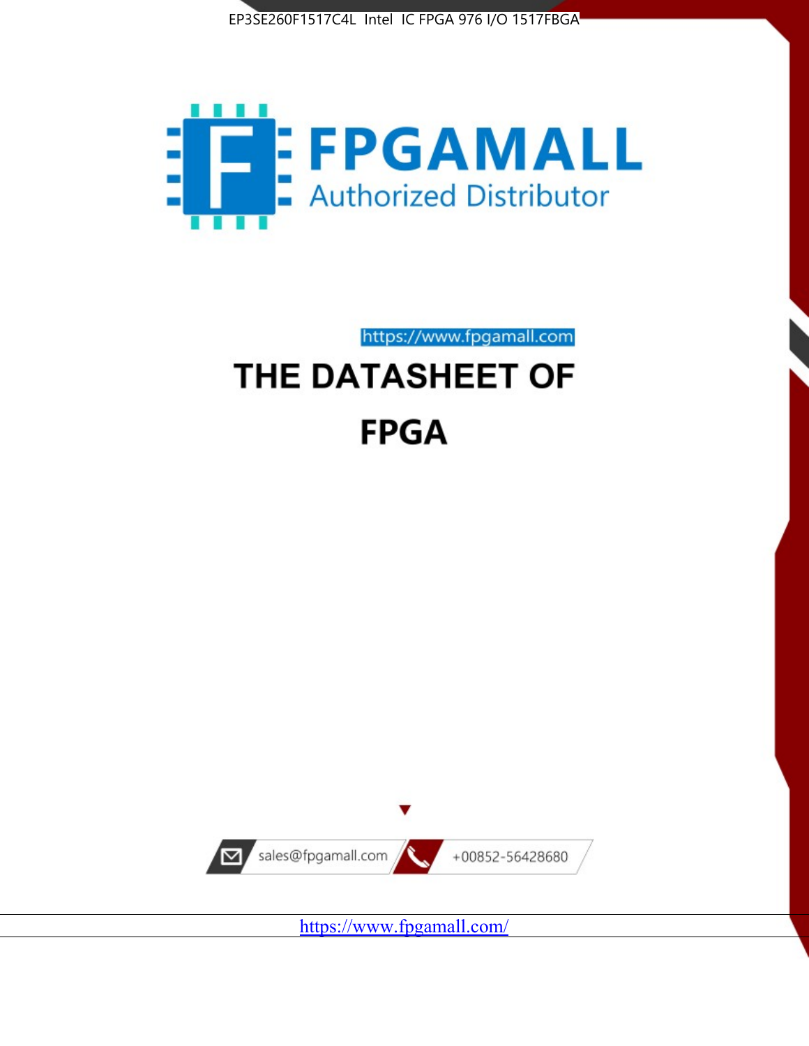EP3SE260F1517C4L Intel IC FPGA 976 I/O 1517FBGA

# FPGAMALL

Authorized Distributor

https://www.fpgamall.com

# THE DATASHEET OF

# FPGA

sales@fpgamall.com

+00852-56428680

https://www.fpgamall.com/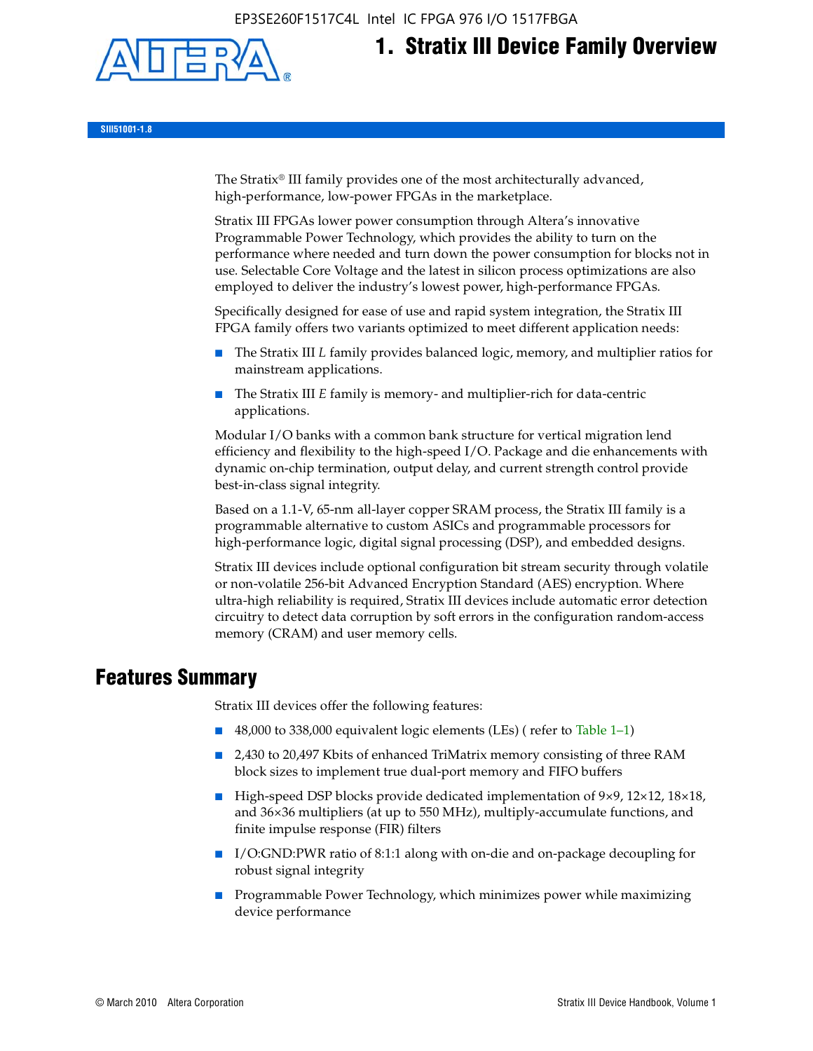# 1. Stratix III Device Family Overview

SIII51001-1.8

The Stratix® III family provides one of the most architecturally advanced, high-performance, low-power FPGAs in the marketplace.

Stratix III FPGAs lower power consumption through Altera's innovative Programmable Power Technology, which provides the ability to turn on the performance where needed and turn down the power consumption for blocks not in use. Selectable Core Voltage and the latest in silicon process optimizations are also employed to deliver the industry's lowest power, high-performance FPGAs.

Specifically designed for ease of use and rapid system integration, the Stratix III FPGA family offers two variants optimized to meet different application needs:

- The Stratix III *L* family provides balanced logic, memory, and multiplier ratios for mainstream applications.
- The Stratix III *E* family is memory- and multiplier-rich for data-centric applications.

Modular I/O banks with a common bank structure for vertical migration lend efficiency and flexibility to the high-speed I/O. Package and die enhancements with dynamic on-chip termination, output delay, and current strength control provide best-in-class signal integrity.

Based on a 1.1-V, 65-nm all-layer copper SRAM process, the Stratix III family is a programmable alternative to custom ASICs and programmable processors for high-performance logic, digital signal processing (DSP), and embedded designs.

Stratix III devices include optional configuration bit stream security through volatile or non-volatile 256-bit Advanced Encryption Standard (AES) encryption. Where ultra-high reliability is required, Stratix III devices include automatic error detection circuitry to detect data corruption by soft errors in the configuration random-access memory (CRAM) and user memory cells.

## Features Summary

Stratix III devices offer the following features:

- 48,000 to 338,000 equivalent logic elements (LEs) ( refer to Table 1–1)
- 2,430 to 20,497 Kbits of enhanced TriMatrix memory consisting of three RAM block sizes to implement true dual-port memory and FIFO buffers
- High-speed DSP blocks provide dedicated implementation of 9×9, 12×12, 18×18, and 36×36 multipliers (at up to 550 MHz), multiply-accumulate functions, and finite impulse response (FIR) filters
- I/O:GND:PWR ratio of 8:1:1 along with on-die and on-package decoupling for robust signal integrity
- Programmable Power Technology, which minimizes power while maximizing device performance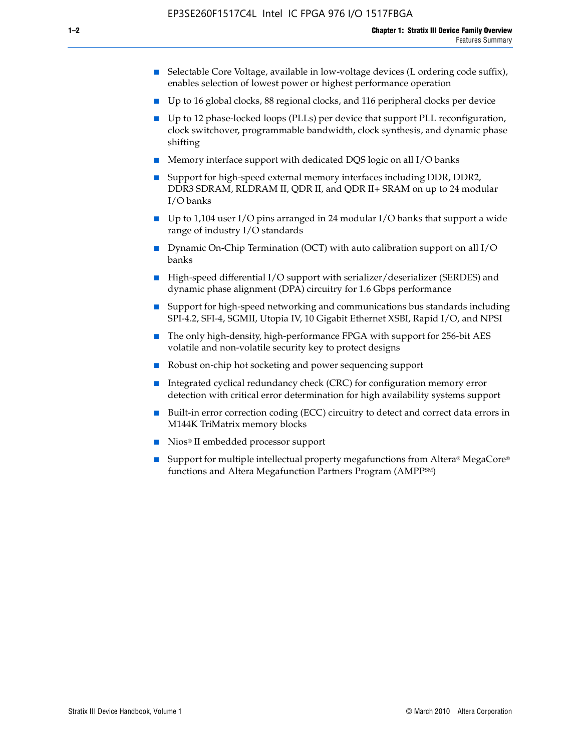- Selectable Core Voltage, available in low-voltage devices (L ordering code suffix), enables selection of lowest power or highest performance operation
- Up to 16 global clocks, 88 regional clocks, and 116 peripheral clocks per device
- Up to 12 phase-locked loops (PLLs) per device that support PLL reconfiguration, clock switchover, programmable bandwidth, clock synthesis, and dynamic phase shifting
- Memory interface support with dedicated DQS logic on all I/O banks
- Support for high-speed external memory interfaces including DDR, DDR2, DDR3 SDRAM, RLDRAM II, QDR II, and QDR II+ SRAM on up to 24 modular I/O banks
- Up to 1,104 user I/O pins arranged in 24 modular I/O banks that support a wide range of industry I/O standards
- Dynamic On-Chip Termination (OCT) with auto calibration support on all I/O banks
- High-speed differential I/O support with serializer/deserializer (SERDES) and dynamic phase alignment (DPA) circuitry for 1.6 Gbps performance
- Support for high-speed networking and communications bus standards including SPI-4.2, SFI-4, SGMII, Utopia IV, 10 Gigabit Ethernet XSBI, Rapid I/O, and NPSI
- The only high-density, high-performance FPGA with support for 256-bit AES volatile and non-volatile security key to protect designs
- Robust on-chip hot socketing and power sequencing support
- Integrated cyclical redundancy check (CRC) for configuration memory error detection with critical error determination for high availability systems support
- Built-in error correction coding (ECC) circuitry to detect and correct data errors in M144K TriMatrix memory blocks
- Nios® II embedded processor support
- Support for multiple intellectual property megafunctions from Altera® MegaCore® functions and Altera Megafunction Partners Program (AMPP℠)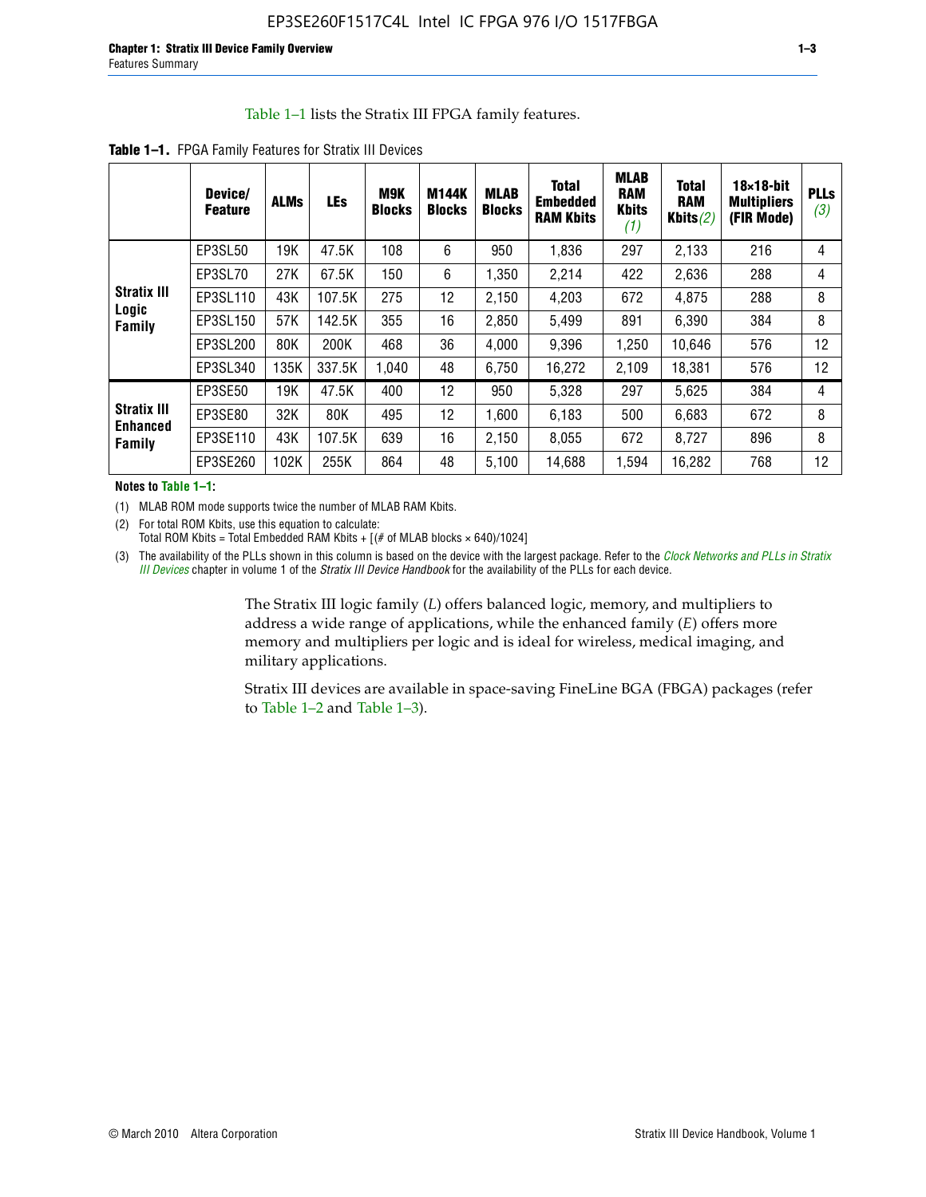Table 1–1 lists the Stratix III FPGA family features.

**Table 1–1.** FPGA Family Features for Stratix III Devices

| | Device/ Feature | ALMs | LEs | M9K Blocks | M144K Blocks | MLAB Blocks | Total Embedded RAM Kbits | MLAB RAM Kbits *(1)* | Total RAM Kbits *(2)* | 18×18-bit Multipliers (FIR Mode) | PLLs *(3)* |
|---|---|---|---|---|---|---|---|---|---|---|---|
| **Stratix III Logic Family** | EP3SL50 | 19K | 47.5K | 108 | 6 | 950 | 1,836 | 297 | 2,133 | 216 | 4 |
| | EP3SL70 | 27K | 67.5K | 150 | 6 | 1,350 | 2,214 | 422 | 2,636 | 288 | 4 |
| | EP3SL110 | 43K | 107.5K | 275 | 12 | 2,150 | 4,203 | 672 | 4,875 | 288 | 8 |
| | EP3SL150 | 57K | 142.5K | 355 | 16 | 2,850 | 5,499 | 891 | 6,390 | 384 | 8 |
| | EP3SL200 | 80K | 200K | 468 | 36 | 4,000 | 9,396 | 1,250 | 10,646 | 576 | 12 |
| | EP3SL340 | 135K | 337.5K | 1,040 | 48 | 6,750 | 16,272 | 2,109 | 18,381 | 576 | 12 |
| **Stratix III Enhanced Family** | EP3SE50 | 19K | 47.5K | 400 | 12 | 950 | 5,328 | 297 | 5,625 | 384 | 4 |
| | EP3SE80 | 32K | 80K | 495 | 12 | 1,600 | 6,183 | 500 | 6,683 | 672 | 8 |
| | EP3SE110 | 43K | 107.5K | 639 | 16 | 2,150 | 8,055 | 672 | 8,727 | 896 | 8 |
| | EP3SE260 | 102K | 255K | 864 | 48 | 5,100 | 14,688 | 1,594 | 16,282 | 768 | 12 |

**Notes to Table 1–1:**

(1) MLAB ROM mode supports twice the number of MLAB RAM Kbits.

(2) For total ROM Kbits, use this equation to calculate:
Total ROM Kbits = Total Embedded RAM Kbits + [(# of MLAB blocks × 640)/1024]

(3) The availability of the PLLs shown in this column is based on the device with the largest package. Refer to the *Clock Networks and PLLs in Stratix III Devices* chapter in volume 1 of the *Stratix III Device Handbook* for the availability of the PLLs for each device.

The Stratix III logic family (*L*) offers balanced logic, memory, and multipliers to address a wide range of applications, while the enhanced family (*E*) offers more memory and multipliers per logic and is ideal for wireless, medical imaging, and military applications.

Stratix III devices are available in space-saving FineLine BGA (FBGA) packages (refer to Table 1–2 and Table 1–3).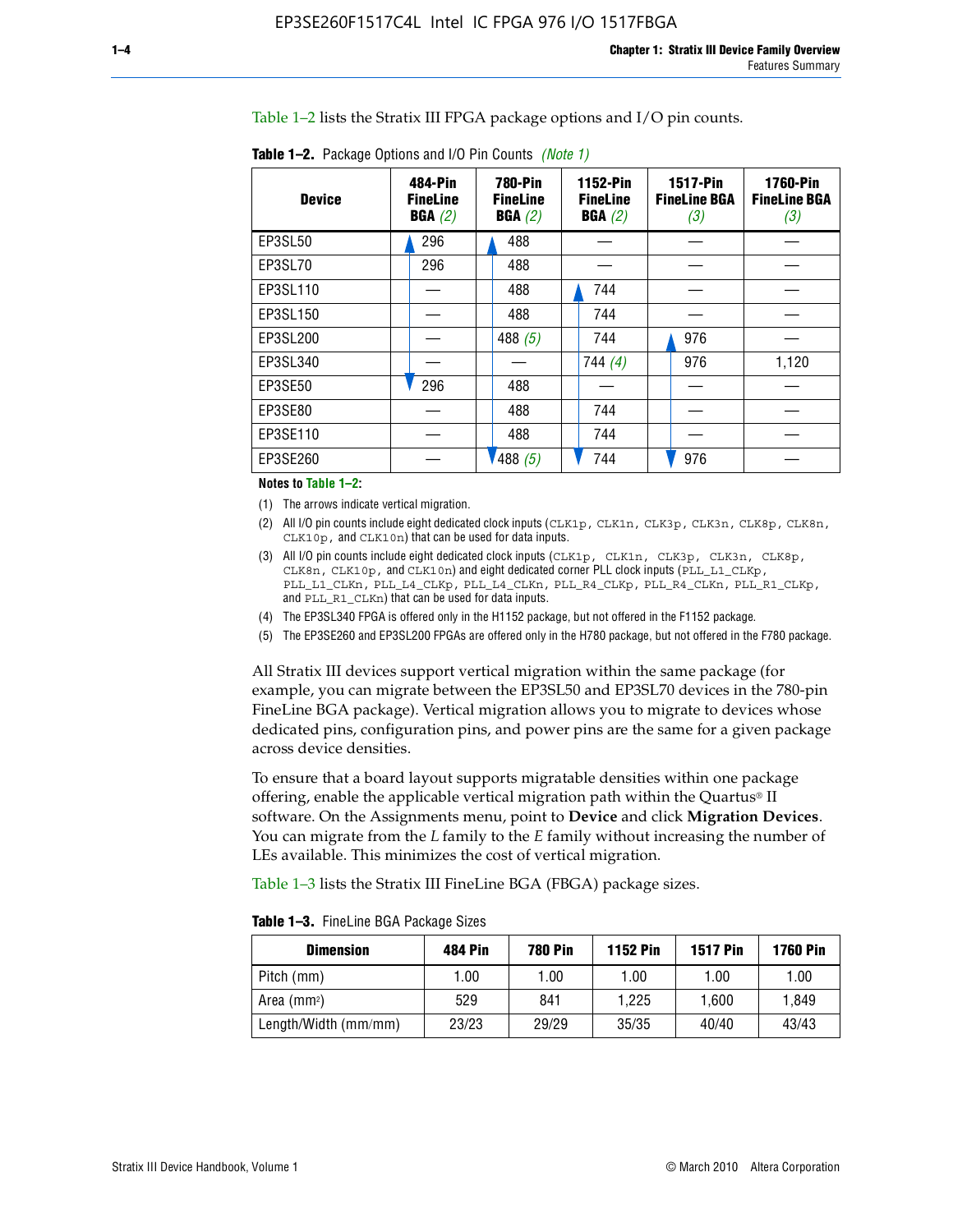Table 1–2 lists the Stratix III FPGA package options and I/O pin counts.

**Table 1–2.** Package Options and I/O Pin Counts *(Note 1)*

| Device | 484-Pin FineLine BGA *(2)* | 780-Pin FineLine BGA *(2)* | 1152-Pin FineLine BGA *(2)* | 1517-Pin FineLine BGA *(3)* | 1760-Pin FineLine BGA *(3)* |
|---|---|---|---|---|---|
| EP3SL50 | 296 | 488 | — | — | — |
| EP3SL70 | 296 | 488 | — | — | — |
| EP3SL110 | — | 488 | 744 | — | — |
| EP3SL150 | — | 488 | 744 | — | — |
| EP3SL200 | — | 488 *(5)* | 744 | 976 | — |
| EP3SL340 | — | — | 744 *(4)* | 976 | 1,120 |
| EP3SE50 | 296 | 488 | — | — | — |
| EP3SE80 | — | 488 | 744 | — | — |
| EP3SE110 | — | 488 | 744 | — | — |
| EP3SE260 | — | 488 *(5)* | 744 | 976 | — |

**Notes to Table 1–2:**

(1) The arrows indicate vertical migration.

(2) All I/O pin counts include eight dedicated clock inputs (`CLK1p`, `CLK1n`, `CLK3p`, `CLK3n`, `CLK8p`, `CLK8n`, `CLK10p`, and `CLK10n`) that can be used for data inputs.

(3) All I/O pin counts include eight dedicated clock inputs (`CLK1p`, `CLK1n`, `CLK3p`, `CLK3n`, `CLK8p`, `CLK8n`, `CLK10p`, and `CLK10n`) and eight dedicated corner PLL clock inputs (`PLL_L1_CLKp`, `PLL_L1_CLKn`, `PLL_L4_CLKp`, `PLL_L4_CLKn`, `PLL_R4_CLKp`, `PLL_R4_CLKn`, `PLL_R1_CLKp`, and `PLL_R1_CLKn`) that can be used for data inputs.

(4) The EP3SL340 FPGA is offered only in the H1152 package, but not offered in the F1152 package.

(5) The EP3SE260 and EP3SL200 FPGAs are offered only in the H780 package, but not offered in the F780 package.

All Stratix III devices support vertical migration within the same package (for example, you can migrate between the EP3SL50 and EP3SL70 devices in the 780-pin FineLine BGA package). Vertical migration allows you to migrate to devices whose dedicated pins, configuration pins, and power pins are the same for a given package across device densities.

To ensure that a board layout supports migratable densities within one package offering, enable the applicable vertical migration path within the Quartus® II software. On the Assignments menu, point to **Device** and click **Migration Devices**. You can migrate from the *L* family to the *E* family without increasing the number of LEs available. This minimizes the cost of vertical migration.

Table 1–3 lists the Stratix III FineLine BGA (FBGA) package sizes.

**Table 1–3.** FineLine BGA Package Sizes

| Dimension | 484 Pin | 780 Pin | 1152 Pin | 1517 Pin | 1760 Pin |
|---|---|---|---|---|---|
| Pitch (mm) | 1.00 | 1.00 | 1.00 | 1.00 | 1.00 |
| Area ($mm^2$) | 529 | 841 | 1,225 | 1,600 | 1,849 |
| Length/Width (mm/mm) | 23/23 | 29/29 | 35/35 | 40/40 | 43/43 |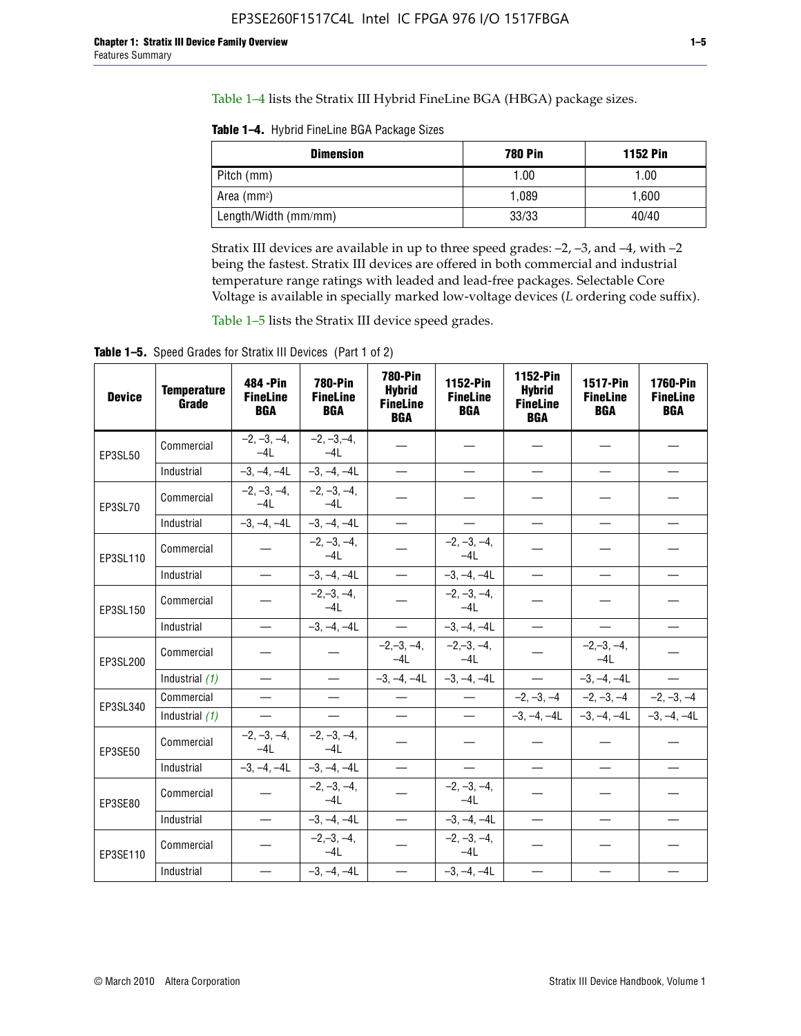Table 1–4 lists the Stratix III Hybrid FineLine BGA (HBGA) package sizes.

**Table 1–4.** Hybrid FineLine BGA Package Sizes

| Dimension | 780 Pin | 1152 Pin |
|---|---|---|
| Pitch (mm) | 1.00 | 1.00 |
| Area (mm²) | 1,089 | 1,600 |
| Length/Width (mm/mm) | 33/33 | 40/40 |

Stratix III devices are available in up to three speed grades: –2, –3, and –4, with –2 being the fastest. Stratix III devices are offered in both commercial and industrial temperature range ratings with leaded and lead-free packages. Selectable Core Voltage is available in specially marked low-voltage devices (*L* ordering code suffix).

Table 1–5 lists the Stratix III device speed grades.

**Table 1–5.** Speed Grades for Stratix III Devices (Part 1 of 2)

| Device | Temperature Grade | 484 -Pin FineLine BGA | 780-Pin FineLine BGA | 780-Pin Hybrid FineLine BGA | 1152-Pin FineLine BGA | 1152-Pin Hybrid FineLine BGA | 1517-Pin FineLine BGA | 1760-Pin FineLine BGA |
|---|---|---|---|---|---|---|---|---|
| EP3SL50 | Commercial | –2, –3, –4, –4L | –2, –3,–4, –4L | — | — | — | — | — |
| | Industrial | –3, –4, –4L | –3, –4, –4L | — | — | — | — | — |
| EP3SL70 | Commercial | –2, –3, –4, –4L | –2, –3, –4, –4L | — | — | — | — | — |
| | Industrial | –3, –4, –4L | –3, –4, –4L | — | — | — | — | — |
| EP3SL110 | Commercial | — | –2, –3, –4, –4L | — | –2, –3, –4, –4L | — | — | — |
| | Industrial | — | –3, –4, –4L | — | –3, –4, –4L | — | — | — |
| EP3SL150 | Commercial | — | –2,–3, –4, –4L | — | –2, –3, –4, –4L | — | — | — |
| | Industrial | — | –3, –4, –4L | — | –3, –4, –4L | — | — | — |
| EP3SL200 | Commercial | — | — | –2,–3, –4, –4L | –2,–3, –4, –4L | — | –2,–3, –4, –4L | — |
| | Industrial *(1)* | — | — | –3, –4, –4L | –3, –4, –4L | — | –3, –4, –4L | — |
| EP3SL340 | Commercial | — | — | — | — | –2, –3, –4 | –2, –3, –4 | –2, –3, –4 |
| | Industrial *(1)* | — | — | — | — | –3, –4, –4L | –3, –4, –4L | –3, –4, –4L |
| EP3SE50 | Commercial | –2, –3, –4, –4L | –2, –3, –4, –4L | — | — | — | — | — |
| | Industrial | –3, –4, –4L | –3, –4, –4L | — | — | — | — | — |
| EP3SE80 | Commercial | — | –2, –3, –4, –4L | — | –2, –3, –4, –4L | — | — | — |
| | Industrial | — | –3, –4, –4L | — | –3, –4, –4L | — | — | — |
| EP3SE110 | Commercial | — | –2,–3, –4, –4L | — | –2, –3, –4, –4L | — | — | — |
| | Industrial | — | –3, –4, –4L | — | –3, –4, –4L | — | — | — |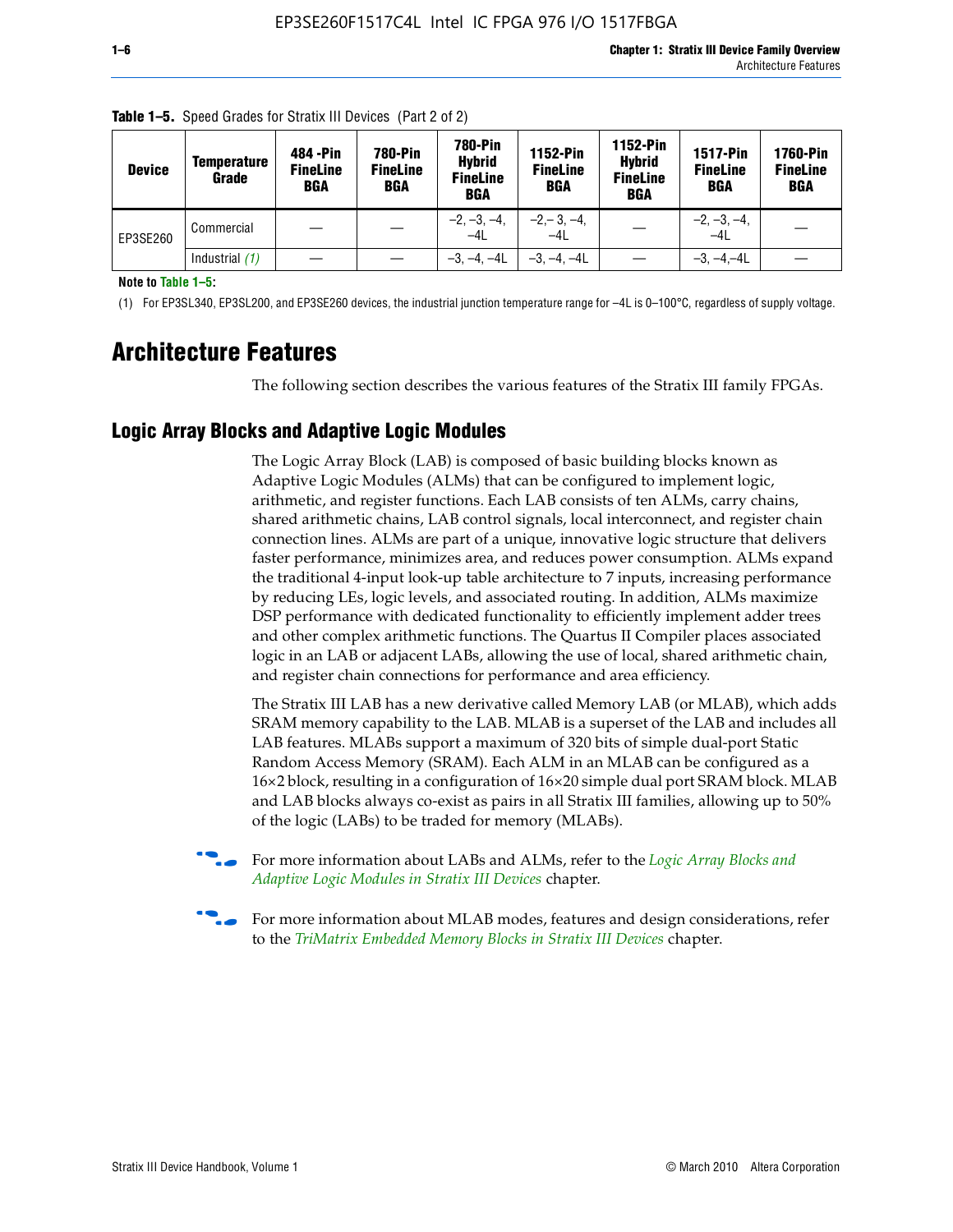**Table 1–5.** Speed Grades for Stratix III Devices (Part 2 of 2)

| Device | Temperature Grade | 484 -Pin FineLine BGA | 780-Pin FineLine BGA | 780-Pin Hybrid FineLine BGA | 1152-Pin FineLine BGA | 1152-Pin Hybrid FineLine BGA | 1517-Pin FineLine BGA | 1760-Pin FineLine BGA |
|---|---|---|---|---|---|---|---|---|
| EP3SE260 | Commercial | — | — | –2, –3, –4, –4L | –2,– 3, –4, –4L | — | –2, –3, –4, –4L | — |
| | Industrial *(1)* | — | — | –3, –4, –4L | –3, –4, –4L | — | –3, –4,–4L | — |

**Note to Table 1–5:**

(1) For EP3SL340, EP3SL200, and EP3SE260 devices, the industrial junction temperature range for –4L is 0–100°C, regardless of supply voltage.

# Architecture Features

The following section describes the various features of the Stratix III family FPGAs.

## Logic Array Blocks and Adaptive Logic Modules

The Logic Array Block (LAB) is composed of basic building blocks known as Adaptive Logic Modules (ALMs) that can be configured to implement logic, arithmetic, and register functions. Each LAB consists of ten ALMs, carry chains, shared arithmetic chains, LAB control signals, local interconnect, and register chain connection lines. ALMs are part of a unique, innovative logic structure that delivers faster performance, minimizes area, and reduces power consumption. ALMs expand the traditional 4-input look-up table architecture to 7 inputs, increasing performance by reducing LEs, logic levels, and associated routing. In addition, ALMs maximize DSP performance with dedicated functionality to efficiently implement adder trees and other complex arithmetic functions. The Quartus II Compiler places associated logic in an LAB or adjacent LABs, allowing the use of local, shared arithmetic chain, and register chain connections for performance and area efficiency.

The Stratix III LAB has a new derivative called Memory LAB (or MLAB), which adds SRAM memory capability to the LAB. MLAB is a superset of the LAB and includes all LAB features. MLABs support a maximum of 320 bits of simple dual-port Static Random Access Memory (SRAM). Each ALM in an MLAB can be configured as a 16×2 block, resulting in a configuration of 16×20 simple dual port SRAM block. MLAB and LAB blocks always co-exist as pairs in all Stratix III families, allowing up to 50% of the logic (LABs) to be traded for memory (MLABs).

For more information about LABs and ALMs, refer to the *Logic Array Blocks and Adaptive Logic Modules in Stratix III Devices* chapter.

For more information about MLAB modes, features and design considerations, refer to the *TriMatrix Embedded Memory Blocks in Stratix III Devices* chapter.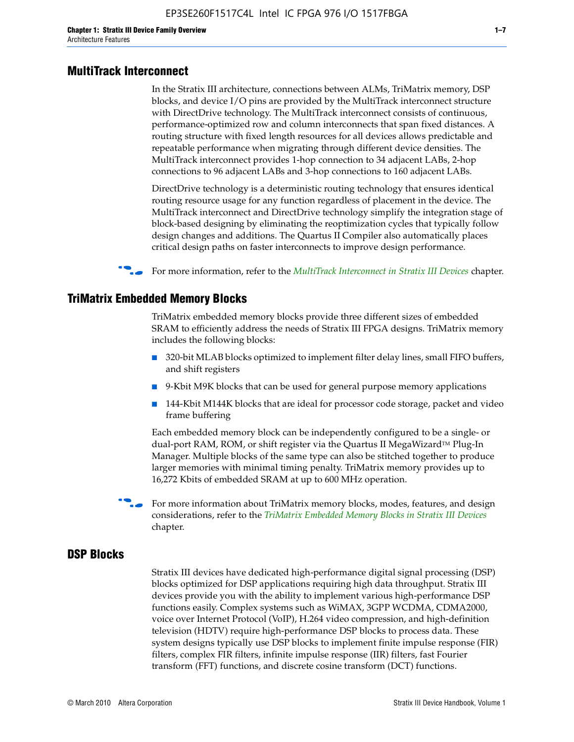## MultiTrack Interconnect

In the Stratix III architecture, connections between ALMs, TriMatrix memory, DSP blocks, and device I/O pins are provided by the MultiTrack interconnect structure with DirectDrive technology. The MultiTrack interconnect consists of continuous, performance-optimized row and column interconnects that span fixed distances. A routing structure with fixed length resources for all devices allows predictable and repeatable performance when migrating through different device densities. The MultiTrack interconnect provides 1-hop connection to 34 adjacent LABs, 2-hop connections to 96 adjacent LABs and 3-hop connections to 160 adjacent LABs.

DirectDrive technology is a deterministic routing technology that ensures identical routing resource usage for any function regardless of placement in the device. The MultiTrack interconnect and DirectDrive technology simplify the integration stage of block-based designing by eliminating the reoptimization cycles that typically follow design changes and additions. The Quartus II Compiler also automatically places critical design paths on faster interconnects to improve design performance.

For more information, refer to the *MultiTrack Interconnect in Stratix III Devices* chapter.

## TriMatrix Embedded Memory Blocks

TriMatrix embedded memory blocks provide three different sizes of embedded SRAM to efficiently address the needs of Stratix III FPGA designs. TriMatrix memory includes the following blocks:

- 320-bit MLAB blocks optimized to implement filter delay lines, small FIFO buffers, and shift registers
- 9-Kbit M9K blocks that can be used for general purpose memory applications
- 144-Kbit M144K blocks that are ideal for processor code storage, packet and video frame buffering

Each embedded memory block can be independently configured to be a single- or dual-port RAM, ROM, or shift register via the Quartus II MegaWizard™ Plug-In Manager. Multiple blocks of the same type can also be stitched together to produce larger memories with minimal timing penalty. TriMatrix memory provides up to 16,272 Kbits of embedded SRAM at up to 600 MHz operation.

For more information about TriMatrix memory blocks, modes, features, and design considerations, refer to the *TriMatrix Embedded Memory Blocks in Stratix III Devices* chapter.

## DSP Blocks

Stratix III devices have dedicated high-performance digital signal processing (DSP) blocks optimized for DSP applications requiring high data throughput. Stratix III devices provide you with the ability to implement various high-performance DSP functions easily. Complex systems such as WiMAX, 3GPP WCDMA, CDMA2000, voice over Internet Protocol (VoIP), H.264 video compression, and high-definition television (HDTV) require high-performance DSP blocks to process data. These system designs typically use DSP blocks to implement finite impulse response (FIR) filters, complex FIR filters, infinite impulse response (IIR) filters, fast Fourier transform (FFT) functions, and discrete cosine transform (DCT) functions.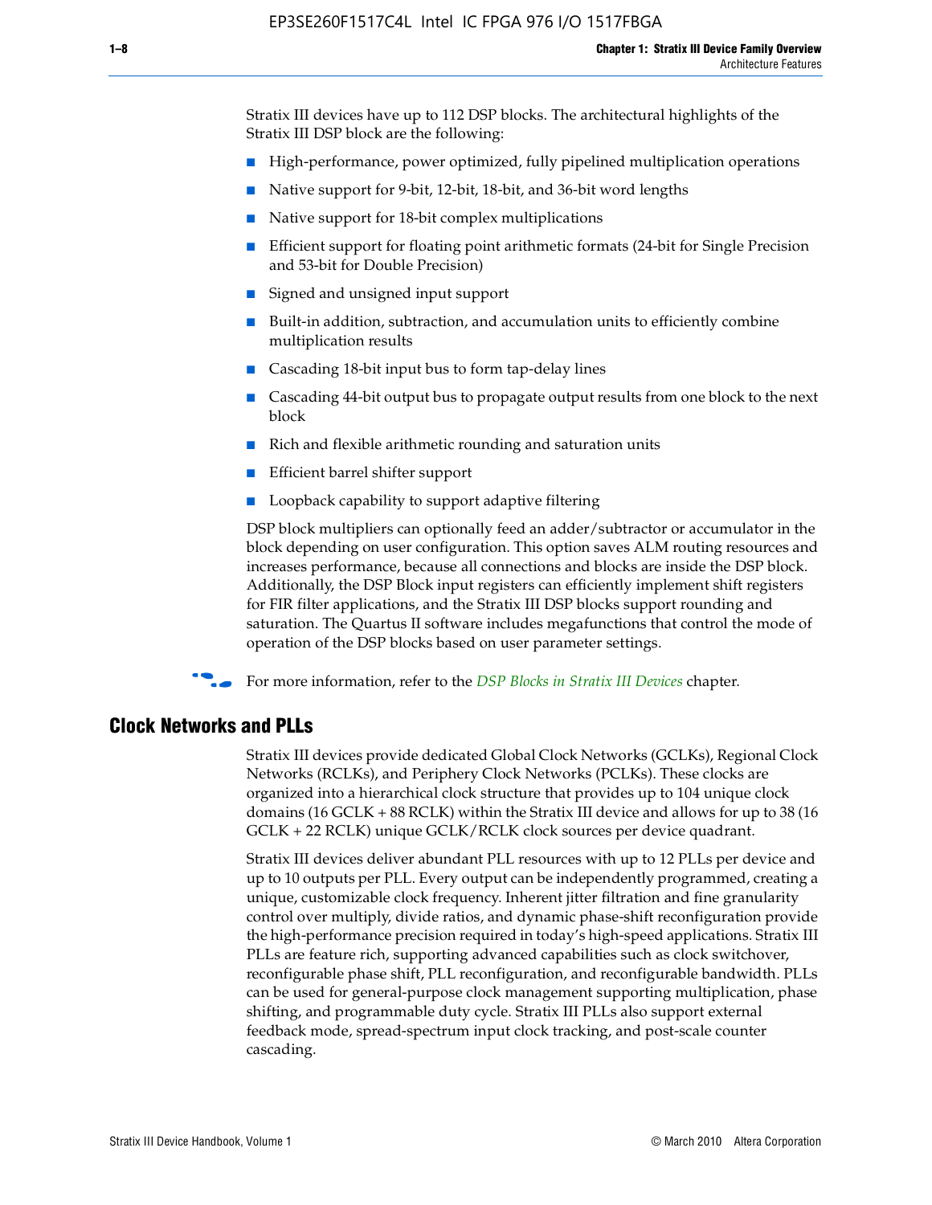Stratix III devices have up to 112 DSP blocks. The architectural highlights of the Stratix III DSP block are the following:

- High-performance, power optimized, fully pipelined multiplication operations
- Native support for 9-bit, 12-bit, 18-bit, and 36-bit word lengths
- Native support for 18-bit complex multiplications
- Efficient support for floating point arithmetic formats (24-bit for Single Precision and 53-bit for Double Precision)
- Signed and unsigned input support
- Built-in addition, subtraction, and accumulation units to efficiently combine multiplication results
- Cascading 18-bit input bus to form tap-delay lines
- Cascading 44-bit output bus to propagate output results from one block to the next block
- Rich and flexible arithmetic rounding and saturation units
- Efficient barrel shifter support
- Loopback capability to support adaptive filtering

DSP block multipliers can optionally feed an adder/subtractor or accumulator in the block depending on user configuration. This option saves ALM routing resources and increases performance, because all connections and blocks are inside the DSP block. Additionally, the DSP Block input registers can efficiently implement shift registers for FIR filter applications, and the Stratix III DSP blocks support rounding and saturation. The Quartus II software includes megafunctions that control the mode of operation of the DSP blocks based on user parameter settings.

For more information, refer to the *DSP Blocks in Stratix III Devices* chapter.

## Clock Networks and PLLs

Stratix III devices provide dedicated Global Clock Networks (GCLKs), Regional Clock Networks (RCLKs), and Periphery Clock Networks (PCLKs). These clocks are organized into a hierarchical clock structure that provides up to 104 unique clock domains (16 GCLK + 88 RCLK) within the Stratix III device and allows for up to 38 (16 GCLK + 22 RCLK) unique GCLK/RCLK clock sources per device quadrant.

Stratix III devices deliver abundant PLL resources with up to 12 PLLs per device and up to 10 outputs per PLL. Every output can be independently programmed, creating a unique, customizable clock frequency. Inherent jitter filtration and fine granularity control over multiply, divide ratios, and dynamic phase-shift reconfiguration provide the high-performance precision required in today's high-speed applications. Stratix III PLLs are feature rich, supporting advanced capabilities such as clock switchover, reconfigurable phase shift, PLL reconfiguration, and reconfigurable bandwidth. PLLs can be used for general-purpose clock management supporting multiplication, phase shifting, and programmable duty cycle. Stratix III PLLs also support external feedback mode, spread-spectrum input clock tracking, and post-scale counter cascading.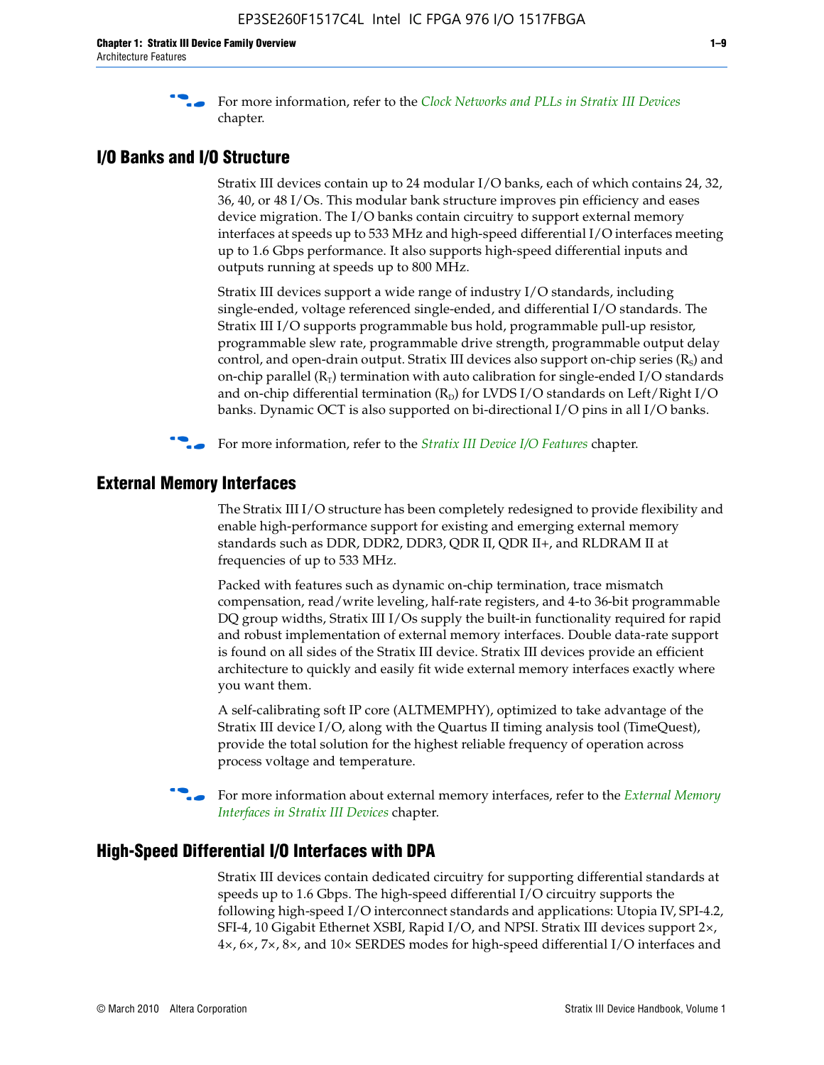For more information, refer to the *Clock Networks and PLLs in Stratix III Devices* chapter.

## I/O Banks and I/O Structure

Stratix III devices contain up to 24 modular I/O banks, each of which contains 24, 32, 36, 40, or 48 I/Os. This modular bank structure improves pin efficiency and eases device migration. The I/O banks contain circuitry to support external memory interfaces at speeds up to 533 MHz and high-speed differential I/O interfaces meeting up to 1.6 Gbps performance. It also supports high-speed differential inputs and outputs running at speeds up to 800 MHz.

Stratix III devices support a wide range of industry I/O standards, including single-ended, voltage referenced single-ended, and differential I/O standards. The Stratix III I/O supports programmable bus hold, programmable pull-up resistor, programmable slew rate, programmable drive strength, programmable output delay control, and open-drain output. Stratix III devices also support on-chip series ($R_S$) and on-chip parallel ($R_T$) termination with auto calibration for single-ended I/O standards and on-chip differential termination ($R_D$) for LVDS I/O standards on Left/Right I/O banks. Dynamic OCT is also supported on bi-directional I/O pins in all I/O banks.

For more information, refer to the *Stratix III Device I/O Features* chapter.

## External Memory Interfaces

The Stratix III I/O structure has been completely redesigned to provide flexibility and enable high-performance support for existing and emerging external memory standards such as DDR, DDR2, DDR3, QDR II, QDR II+, and RLDRAM II at frequencies of up to 533 MHz.

Packed with features such as dynamic on-chip termination, trace mismatch compensation, read/write leveling, half-rate registers, and 4-to 36-bit programmable DQ group widths, Stratix III I/Os supply the built-in functionality required for rapid and robust implementation of external memory interfaces. Double data-rate support is found on all sides of the Stratix III device. Stratix III devices provide an efficient architecture to quickly and easily fit wide external memory interfaces exactly where you want them.

A self-calibrating soft IP core (ALTMEMPHY), optimized to take advantage of the Stratix III device I/O, along with the Quartus II timing analysis tool (TimeQuest), provide the total solution for the highest reliable frequency of operation across process voltage and temperature.

For more information about external memory interfaces, refer to the *External Memory Interfaces in Stratix III Devices* chapter.

## High-Speed Differential I/O Interfaces with DPA

Stratix III devices contain dedicated circuitry for supporting differential standards at speeds up to 1.6 Gbps. The high-speed differential I/O circuitry supports the following high-speed I/O interconnect standards and applications: Utopia IV, SPI-4.2, SFI-4, 10 Gigabit Ethernet XSBI, Rapid I/O, and NPSI. Stratix III devices support 2×, 4×, 6×, 7×, 8×, and 10× SERDES modes for high-speed differential I/O interfaces and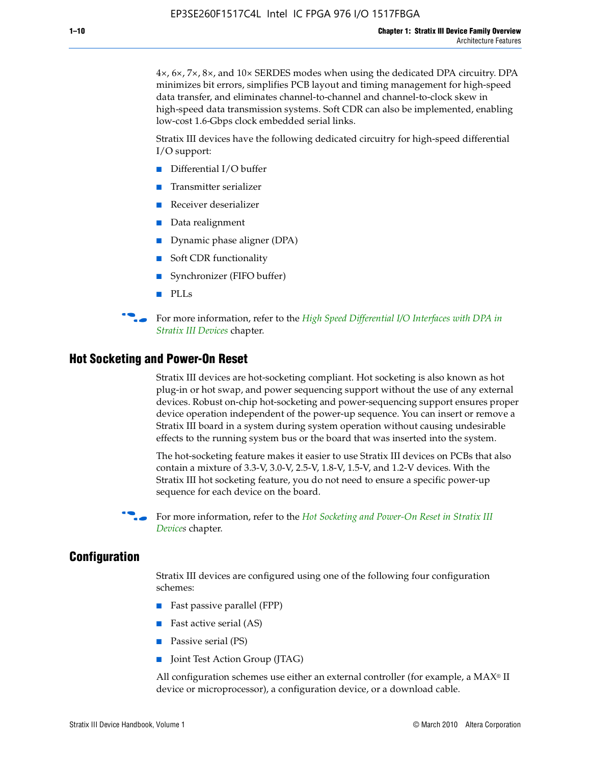4×, 6×, 7×, 8×, and 10× SERDES modes when using the dedicated DPA circuitry. DPA minimizes bit errors, simplifies PCB layout and timing management for high-speed data transfer, and eliminates channel-to-channel and channel-to-clock skew in high-speed data transmission systems. Soft CDR can also be implemented, enabling low-cost 1.6-Gbps clock embedded serial links.

Stratix III devices have the following dedicated circuitry for high-speed differential I/O support:

- Differential I/O buffer
- Transmitter serializer
- Receiver deserializer
- Data realignment
- Dynamic phase aligner (DPA)
- Soft CDR functionality
- Synchronizer (FIFO buffer)
- PLLs

For more information, refer to the *High Speed Differential I/O Interfaces with DPA in Stratix III Devices* chapter.

## Hot Socketing and Power-On Reset

Stratix III devices are hot-socketing compliant. Hot socketing is also known as hot plug-in or hot swap, and power sequencing support without the use of any external devices. Robust on-chip hot-socketing and power-sequencing support ensures proper device operation independent of the power-up sequence. You can insert or remove a Stratix III board in a system during system operation without causing undesirable effects to the running system bus or the board that was inserted into the system.

The hot-socketing feature makes it easier to use Stratix III devices on PCBs that also contain a mixture of 3.3-V, 3.0-V, 2.5-V, 1.8-V, 1.5-V, and 1.2-V devices. With the Stratix III hot socketing feature, you do not need to ensure a specific power-up sequence for each device on the board.

For more information, refer to the *Hot Socketing and Power-On Reset in Stratix III Devices* chapter.

## Configuration

Stratix III devices are configured using one of the following four configuration schemes:

- Fast passive parallel (FPP)
- Fast active serial (AS)
- Passive serial (PS)
- Joint Test Action Group (JTAG)

All configuration schemes use either an external controller (for example, a MAX® II device or microprocessor), a configuration device, or a download cable.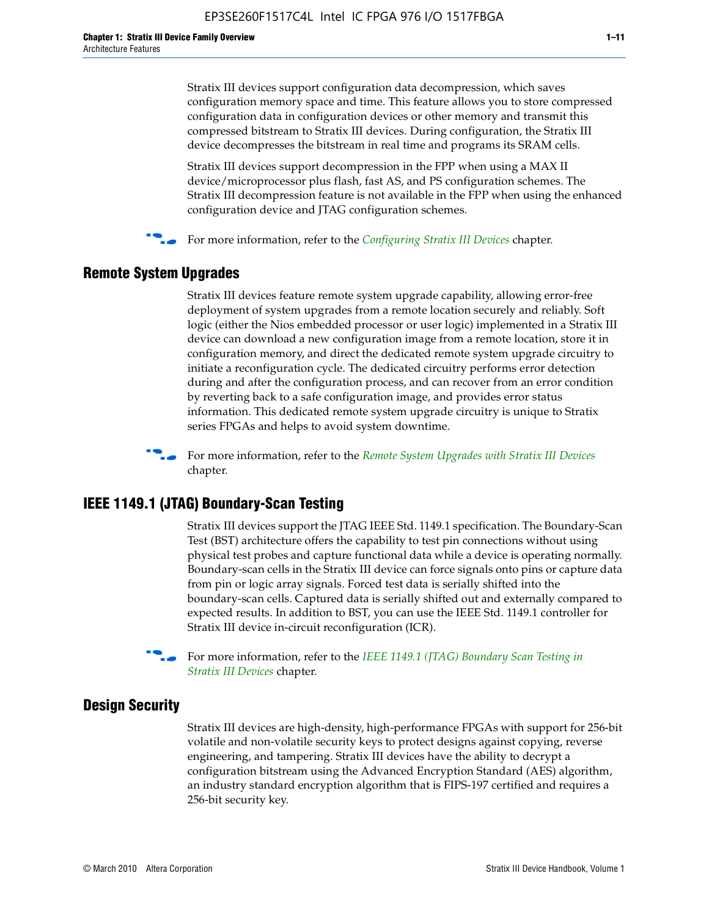Stratix III devices support configuration data decompression, which saves configuration memory space and time. This feature allows you to store compressed configuration data in configuration devices or other memory and transmit this compressed bitstream to Stratix III devices. During configuration, the Stratix III device decompresses the bitstream in real time and programs its SRAM cells.

Stratix III devices support decompression in the FPP when using a MAX II device/microprocessor plus flash, fast AS, and PS configuration schemes. The Stratix III decompression feature is not available in the FPP when using the enhanced configuration device and JTAG configuration schemes.

For more information, refer to the *Configuring Stratix III Devices* chapter.

## Remote System Upgrades

Stratix III devices feature remote system upgrade capability, allowing error-free deployment of system upgrades from a remote location securely and reliably. Soft logic (either the Nios embedded processor or user logic) implemented in a Stratix III device can download a new configuration image from a remote location, store it in configuration memory, and direct the dedicated remote system upgrade circuitry to initiate a reconfiguration cycle. The dedicated circuitry performs error detection during and after the configuration process, and can recover from an error condition by reverting back to a safe configuration image, and provides error status information. This dedicated remote system upgrade circuitry is unique to Stratix series FPGAs and helps to avoid system downtime.

For more information, refer to the *Remote System Upgrades with Stratix III Devices* chapter.

## IEEE 1149.1 (JTAG) Boundary-Scan Testing

Stratix III devices support the JTAG IEEE Std. 1149.1 specification. The Boundary-Scan Test (BST) architecture offers the capability to test pin connections without using physical test probes and capture functional data while a device is operating normally. Boundary-scan cells in the Stratix III device can force signals onto pins or capture data from pin or logic array signals. Forced test data is serially shifted into the boundary-scan cells. Captured data is serially shifted out and externally compared to expected results. In addition to BST, you can use the IEEE Std. 1149.1 controller for Stratix III device in-circuit reconfiguration (ICR).

For more information, refer to the *IEEE 1149.1 (JTAG) Boundary Scan Testing in Stratix III Devices* chapter.

## Design Security

Stratix III devices are high-density, high-performance FPGAs with support for 256-bit volatile and non-volatile security keys to protect designs against copying, reverse engineering, and tampering. Stratix III devices have the ability to decrypt a configuration bitstream using the Advanced Encryption Standard (AES) algorithm, an industry standard encryption algorithm that is FIPS-197 certified and requires a 256-bit security key.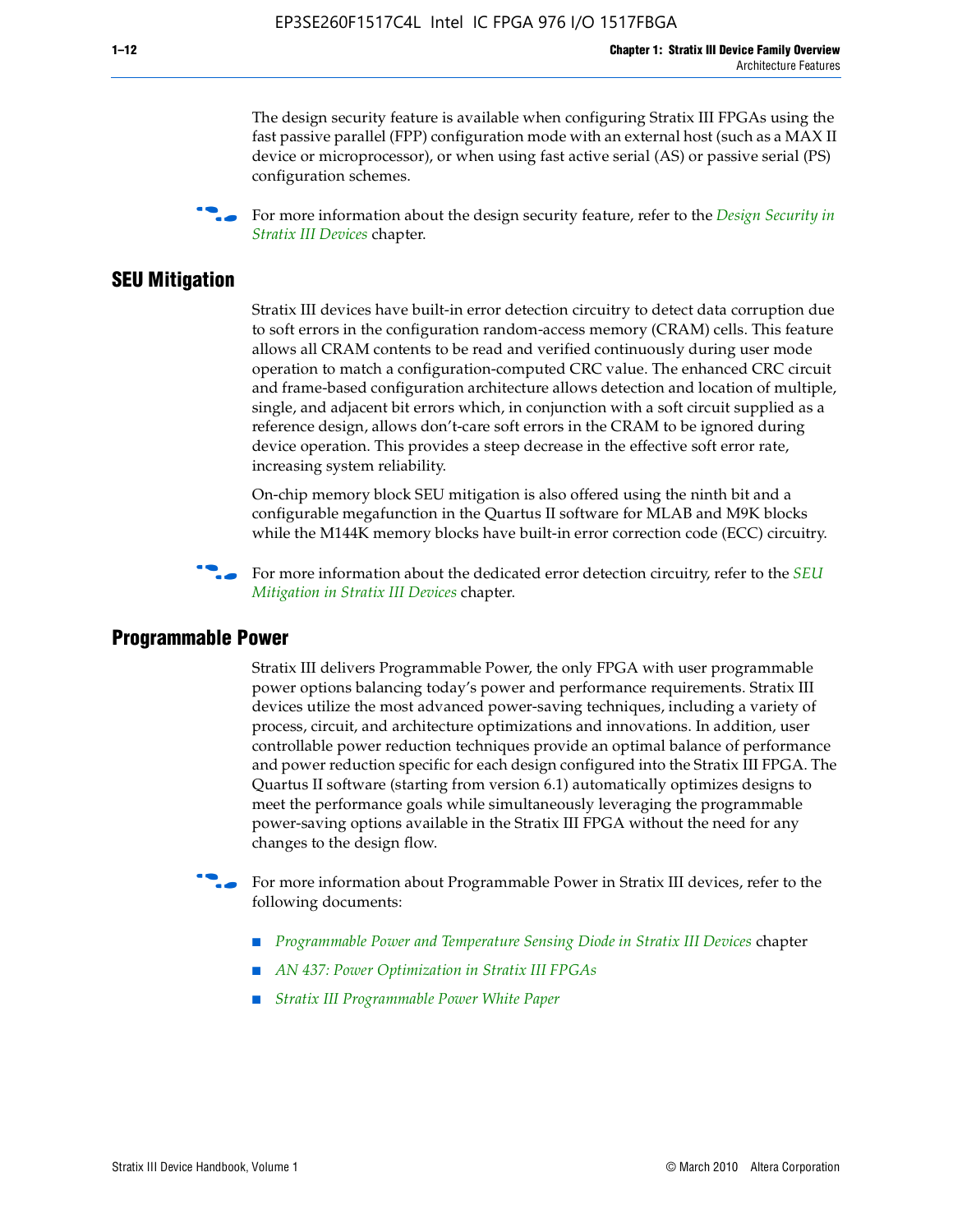The design security feature is available when configuring Stratix III FPGAs using the fast passive parallel (FPP) configuration mode with an external host (such as a MAX II device or microprocessor), or when using fast active serial (AS) or passive serial (PS) configuration schemes.

For more information about the design security feature, refer to the *Design Security in Stratix III Devices* chapter.

## SEU Mitigation

Stratix III devices have built-in error detection circuitry to detect data corruption due to soft errors in the configuration random-access memory (CRAM) cells. This feature allows all CRAM contents to be read and verified continuously during user mode operation to match a configuration-computed CRC value. The enhanced CRC circuit and frame-based configuration architecture allows detection and location of multiple, single, and adjacent bit errors which, in conjunction with a soft circuit supplied as a reference design, allows don't-care soft errors in the CRAM to be ignored during device operation. This provides a steep decrease in the effective soft error rate, increasing system reliability.

On-chip memory block SEU mitigation is also offered using the ninth bit and a configurable megafunction in the Quartus II software for MLAB and M9K blocks while the M144K memory blocks have built-in error correction code (ECC) circuitry.

For more information about the dedicated error detection circuitry, refer to the *SEU Mitigation in Stratix III Devices* chapter.

## Programmable Power

Stratix III delivers Programmable Power, the only FPGA with user programmable power options balancing today's power and performance requirements. Stratix III devices utilize the most advanced power-saving techniques, including a variety of process, circuit, and architecture optimizations and innovations. In addition, user controllable power reduction techniques provide an optimal balance of performance and power reduction specific for each design configured into the Stratix III FPGA. The Quartus II software (starting from version 6.1) automatically optimizes designs to meet the performance goals while simultaneously leveraging the programmable power-saving options available in the Stratix III FPGA without the need for any changes to the design flow.

For more information about Programmable Power in Stratix III devices, refer to the following documents:

- *Programmable Power and Temperature Sensing Diode in Stratix III Devices* chapter
- *AN 437: Power Optimization in Stratix III FPGAs*
- *Stratix III Programmable Power White Paper*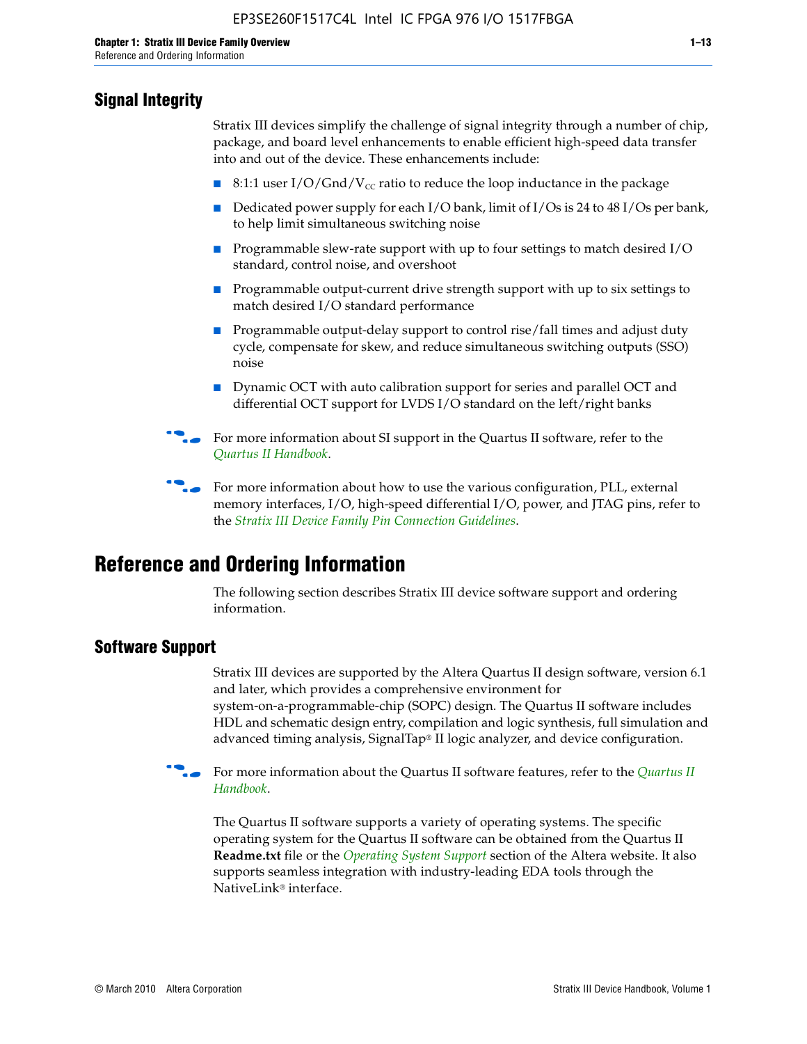## Signal Integrity

Stratix III devices simplify the challenge of signal integrity through a number of chip, package, and board level enhancements to enable efficient high-speed data transfer into and out of the device. These enhancements include:

- 8:1:1 user I/O/Gnd/$V_{CC}$ ratio to reduce the loop inductance in the package
- Dedicated power supply for each I/O bank, limit of I/Os is 24 to 48 I/Os per bank, to help limit simultaneous switching noise
- Programmable slew-rate support with up to four settings to match desired I/O standard, control noise, and overshoot
- Programmable output-current drive strength support with up to six settings to match desired I/O standard performance
- Programmable output-delay support to control rise/fall times and adjust duty cycle, compensate for skew, and reduce simultaneous switching outputs (SSO) noise
- Dynamic OCT with auto calibration support for series and parallel OCT and differential OCT support for LVDS I/O standard on the left/right banks

For more information about SI support in the Quartus II software, refer to the *Quartus II Handbook*.

For more information about how to use the various configuration, PLL, external memory interfaces, I/O, high-speed differential I/O, power, and JTAG pins, refer to the *Stratix III Device Family Pin Connection Guidelines*.

# Reference and Ordering Information

The following section describes Stratix III device software support and ordering information.

## Software Support

Stratix III devices are supported by the Altera Quartus II design software, version 6.1 and later, which provides a comprehensive environment for system-on-a-programmable-chip (SOPC) design. The Quartus II software includes HDL and schematic design entry, compilation and logic synthesis, full simulation and advanced timing analysis, SignalTap® II logic analyzer, and device configuration.

For more information about the Quartus II software features, refer to the *Quartus II Handbook*.

The Quartus II software supports a variety of operating systems. The specific operating system for the Quartus II software can be obtained from the Quartus II **Readme.txt** file or the *Operating System Support* section of the Altera website. It also supports seamless integration with industry-leading EDA tools through the NativeLink® interface.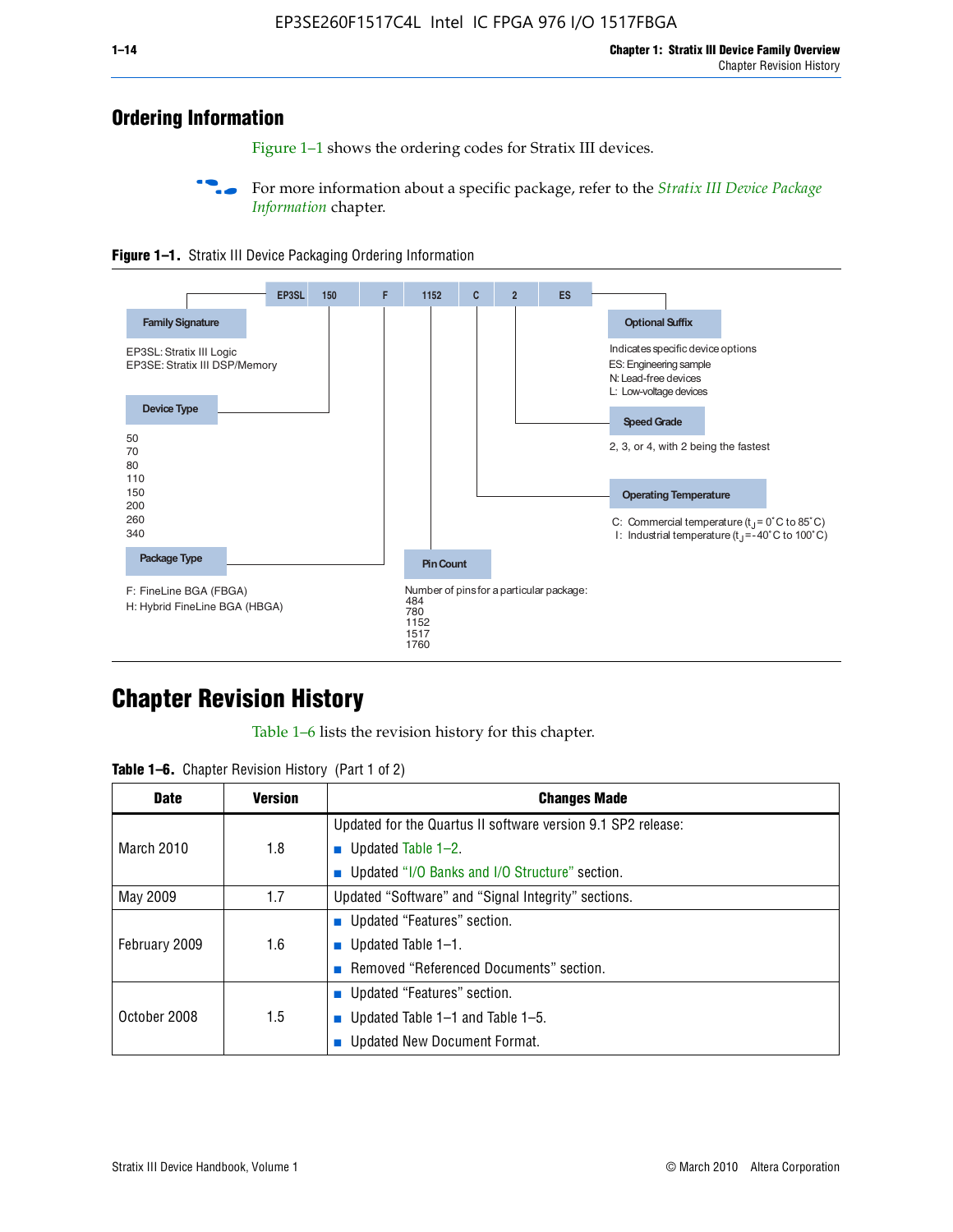## Ordering Information

Figure 1–1 shows the ordering codes for Stratix III devices.

For more information about a specific package, refer to the *Stratix III Device Package Information* chapter.

**Figure 1–1.** Stratix III Device Packaging Ordering Information

EP3SL 150 F 1152 C 2 ES

**Family Signature**

EP3SL: Stratix III Logic
EP3SE: Stratix III DSP/Memory

**Device Type**

50
70
80
110
150
200
260
340

**Package Type**

F: FineLine BGA (FBGA)
H: Hybrid FineLine BGA (HBGA)

**Pin Count**

Number of pins for a particular package:
484
780
1152
1517
1760

**Operating Temperature**

C: Commercial temperature ($t_J$ = 0°C to 85°C)
I: Industrial temperature ($t_J$ = -40°C to 100°C)

**Speed Grade**

2, 3, or 4, with 2 being the fastest

**Optional Suffix**

Indicates specific device options
ES: Engineering sample
N: Lead-free devices
L: Low-voltage devices

## Chapter Revision History

Table 1–6 lists the revision history for this chapter.

**Table 1–6.** Chapter Revision History (Part 1 of 2)

| Date | Version | Changes Made |
|---|---|---|
| March 2010 | 1.8 | Updated for the Quartus II software version 9.1 SP2 release:<br>■ Updated Table 1–2.<br>■ Updated "I/O Banks and I/O Structure" section. |
| May 2009 | 1.7 | Updated "Software" and "Signal Integrity" sections. |
| February 2009 | 1.6 | ■ Updated "Features" section.<br>■ Updated Table 1–1.<br>■ Removed "Referenced Documents" section. |
| October 2008 | 1.5 | ■ Updated "Features" section.<br>■ Updated Table 1–1 and Table 1–5.<br>■ Updated New Document Format. |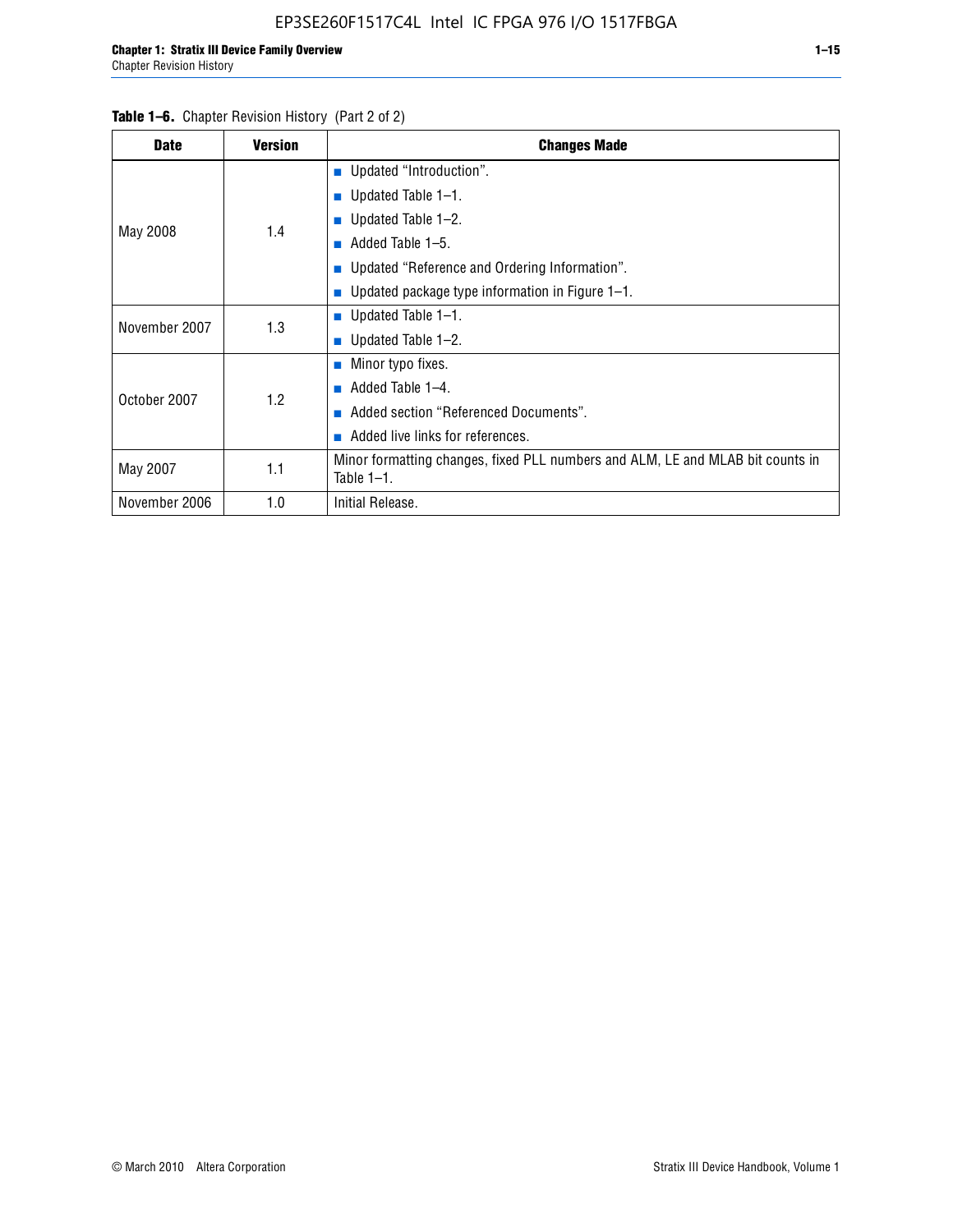**Table 1–6.** Chapter Revision History (Part 2 of 2)

| Date | Version | Changes Made |
|---|---|---|
| May 2008 | 1.4 | ■ Updated "Introduction".<br>■ Updated Table 1–1.<br>■ Updated Table 1–2.<br>■ Added Table 1–5.<br>■ Updated "Reference and Ordering Information".<br>■ Updated package type information in Figure 1–1. |
| November 2007 | 1.3 | ■ Updated Table 1–1.<br>■ Updated Table 1–2. |
| October 2007 | 1.2 | ■ Minor typo fixes.<br>■ Added Table 1–4.<br>■ Added section "Referenced Documents".<br>■ Added live links for references. |
| May 2007 | 1.1 | Minor formatting changes, fixed PLL numbers and ALM, LE and MLAB bit counts in Table 1–1. |
| November 2006 | 1.0 | Initial Release. |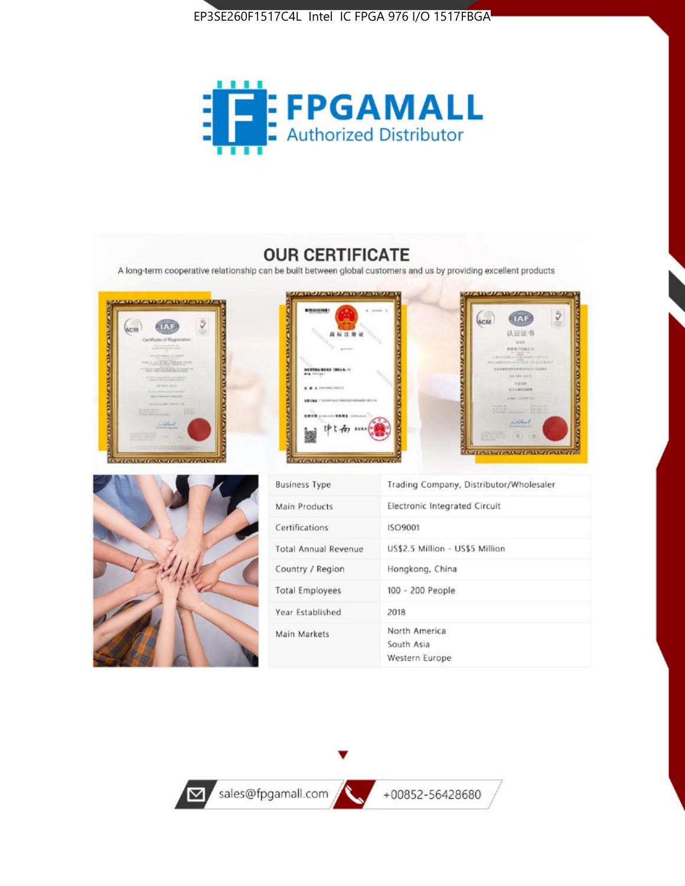FPGAMALL
Authorized Distributor

## OUR CERTIFICATE

A long-term cooperative relationship can be built between global customers and us by providing excellent products

| | |
|---|---|
| Business Type | Trading Company, Distributor/Wholesaler |
| Main Products | Electronic Integrated Circuit |
| Certifications | ISO9001 |
| Total Annual Revenue | US$2.5 Million - US$5 Million |
| Country / Region | Hongkong, China |
| Total Employees | 100 - 200 People |
| Year Established | 2018 |
| Main Markets | North America<br>South Asia<br>Western Europe |

sales@fpgamall.com

+00852-56428680